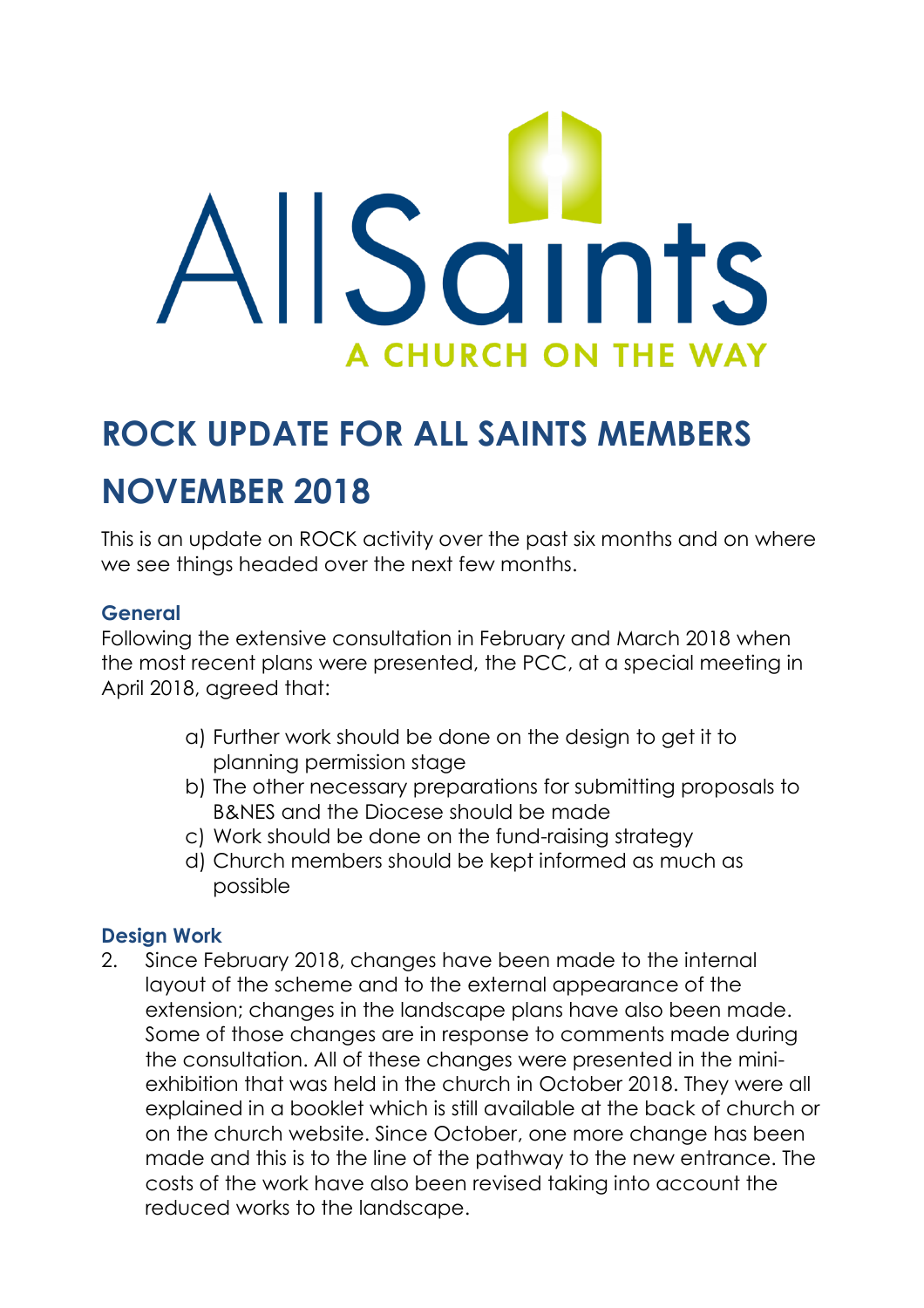AllSaints

A CHURCH ON THE WAY

# ROCK UPDATE FOR ALL SAINTS MEMBERS

# NOVEMBER 2018

This is an update on ROCK activity over the past six months and on where we see things headed over the next few months.

### General

Following the extensive consultation in February and March 2018 when the most recent plans were presented, the PCC, at a special meeting in April 2018, agreed that:

a) Further work should be done on the design to get it to planning permission stage
b) The other necessary preparations for submitting proposals to B&NES and the Diocese should be made
c) Work should be done on the fund-raising strategy
d) Church members should be kept informed as much as possible

### Design Work

2. Since February 2018, changes have been made to the internal layout of the scheme and to the external appearance of the extension; changes in the landscape plans have also been made. Some of those changes are in response to comments made during the consultation. All of these changes were presented in the mini-exhibition that was held in the church in October 2018. They were all explained in a booklet which is still available at the back of church or on the church website. Since October, one more change has been made and this is to the line of the pathway to the new entrance. The costs of the work have also been revised taking into account the reduced works to the landscape.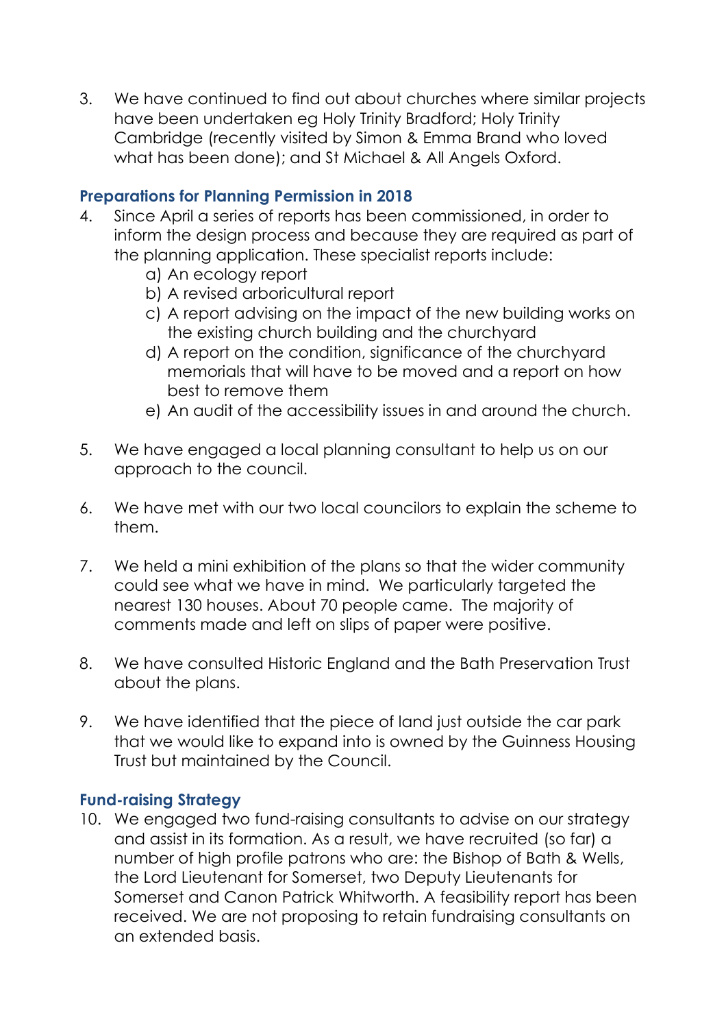3. We have continued to find out about churches where similar projects have been undertaken eg Holy Trinity Bradford; Holy Trinity Cambridge (recently visited by Simon & Emma Brand who loved what has been done); and St Michael & All Angels Oxford.

### Preparations for Planning Permission in 2018

4. Since April a series of reports has been commissioned, in order to inform the design process and because they are required as part of the planning application. These specialist reports include:
   a) An ecology report
   b) A revised arboricultural report
   c) A report advising on the impact of the new building works on the existing church building and the churchyard
   d) A report on the condition, significance of the churchyard memorials that will have to be moved and a report on how best to remove them
   e) An audit of the accessibility issues in and around the church.

5. We have engaged a local planning consultant to help us on our approach to the council.

6. We have met with our two local councilors to explain the scheme to them.

7. We held a mini exhibition of the plans so that the wider community could see what we have in mind. We particularly targeted the nearest 130 houses. About 70 people came. The majority of comments made and left on slips of paper were positive.

8. We have consulted Historic England and the Bath Preservation Trust about the plans.

9. We have identified that the piece of land just outside the car park that we would like to expand into is owned by the Guinness Housing Trust but maintained by the Council.

### Fund-raising Strategy

10. We engaged two fund-raising consultants to advise on our strategy and assist in its formation. As a result, we have recruited (so far) a number of high profile patrons who are: the Bishop of Bath & Wells, the Lord Lieutenant for Somerset, two Deputy Lieutenants for Somerset and Canon Patrick Whitworth. A feasibility report has been received. We are not proposing to retain fundraising consultants on an extended basis.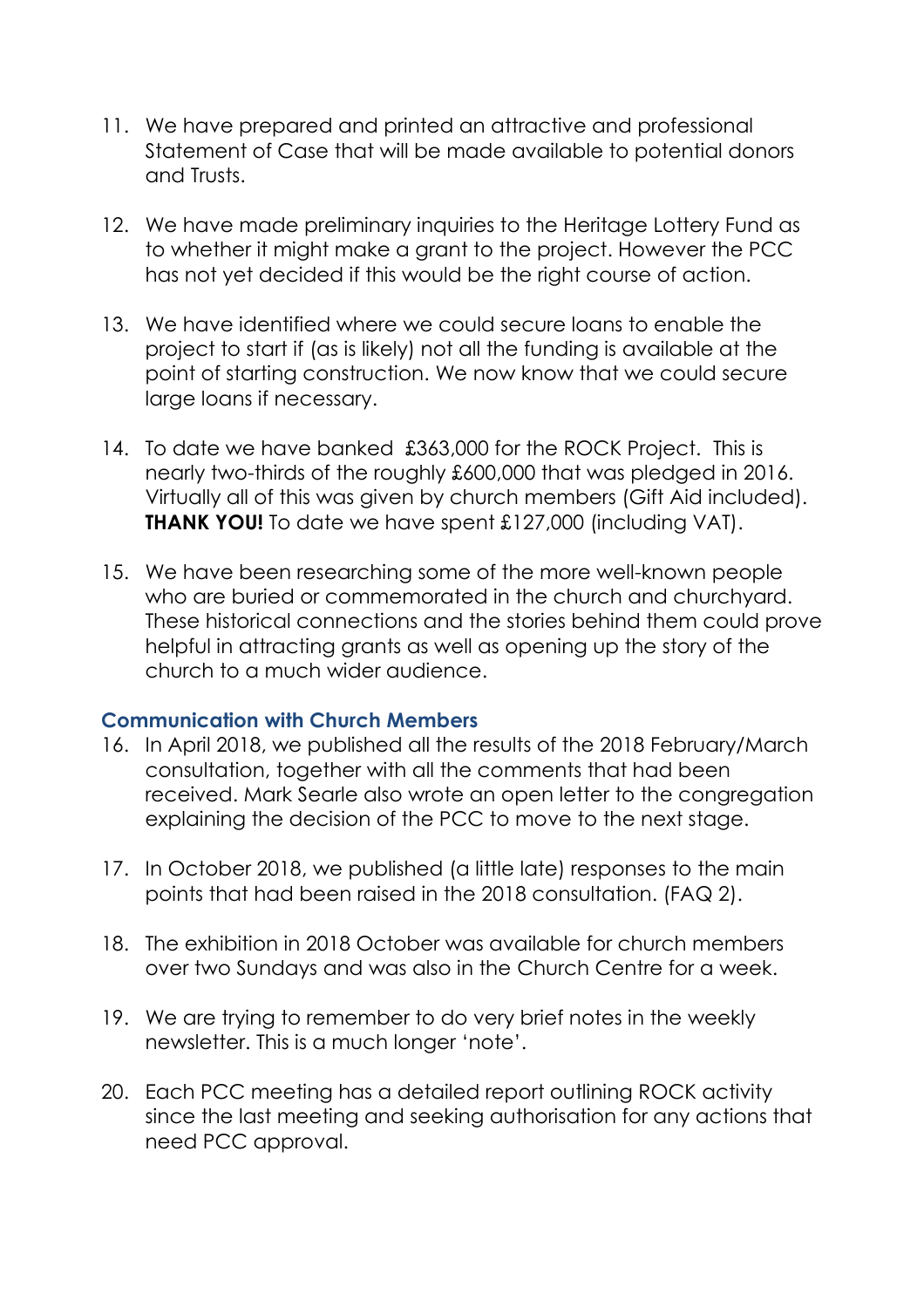11. We have prepared and printed an attractive and professional Statement of Case that will be made available to potential donors and Trusts.

12. We have made preliminary inquiries to the Heritage Lottery Fund as to whether it might make a grant to the project. However the PCC has not yet decided if this would be the right course of action.

13. We have identified where we could secure loans to enable the project to start if (as is likely) not all the funding is available at the point of starting construction. We now know that we could secure large loans if necessary.

14. To date we have banked £363,000 for the ROCK Project. This is nearly two-thirds of the roughly £600,000 that was pledged in 2016. Virtually all of this was given by church members (Gift Aid included). **THANK YOU!** To date we have spent £127,000 (including VAT).

15. We have been researching some of the more well-known people who are buried or commemorated in the church and churchyard. These historical connections and the stories behind them could prove helpful in attracting grants as well as opening up the story of the church to a much wider audience.

### Communication with Church Members

16. In April 2018, we published all the results of the 2018 February/March consultation, together with all the comments that had been received. Mark Searle also wrote an open letter to the congregation explaining the decision of the PCC to move to the next stage.

17. In October 2018, we published (a little late) responses to the main points that had been raised in the 2018 consultation. (FAQ 2).

18. The exhibition in 2018 October was available for church members over two Sundays and was also in the Church Centre for a week.

19. We are trying to remember to do very brief notes in the weekly newsletter. This is a much longer 'note'.

20. Each PCC meeting has a detailed report outlining ROCK activity since the last meeting and seeking authorisation for any actions that need PCC approval.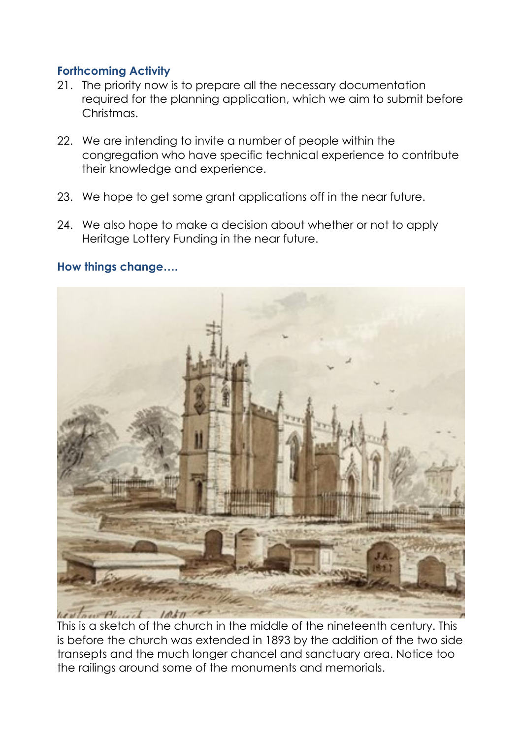### Forthcoming Activity

21. The priority now is to prepare all the necessary documentation required for the planning application, which we aim to submit before Christmas.

22. We are intending to invite a number of people within the congregation who have specific technical experience to contribute their knowledge and experience.

23. We hope to get some grant applications off in the near future.

24. We also hope to make a decision about whether or not to apply Heritage Lottery Funding in the near future.

### How things change….

This is a sketch of the church in the middle of the nineteenth century. This is before the church was extended in 1893 by the addition of the two side transepts and the much longer chancel and sanctuary area. Notice too the railings around some of the monuments and memorials.